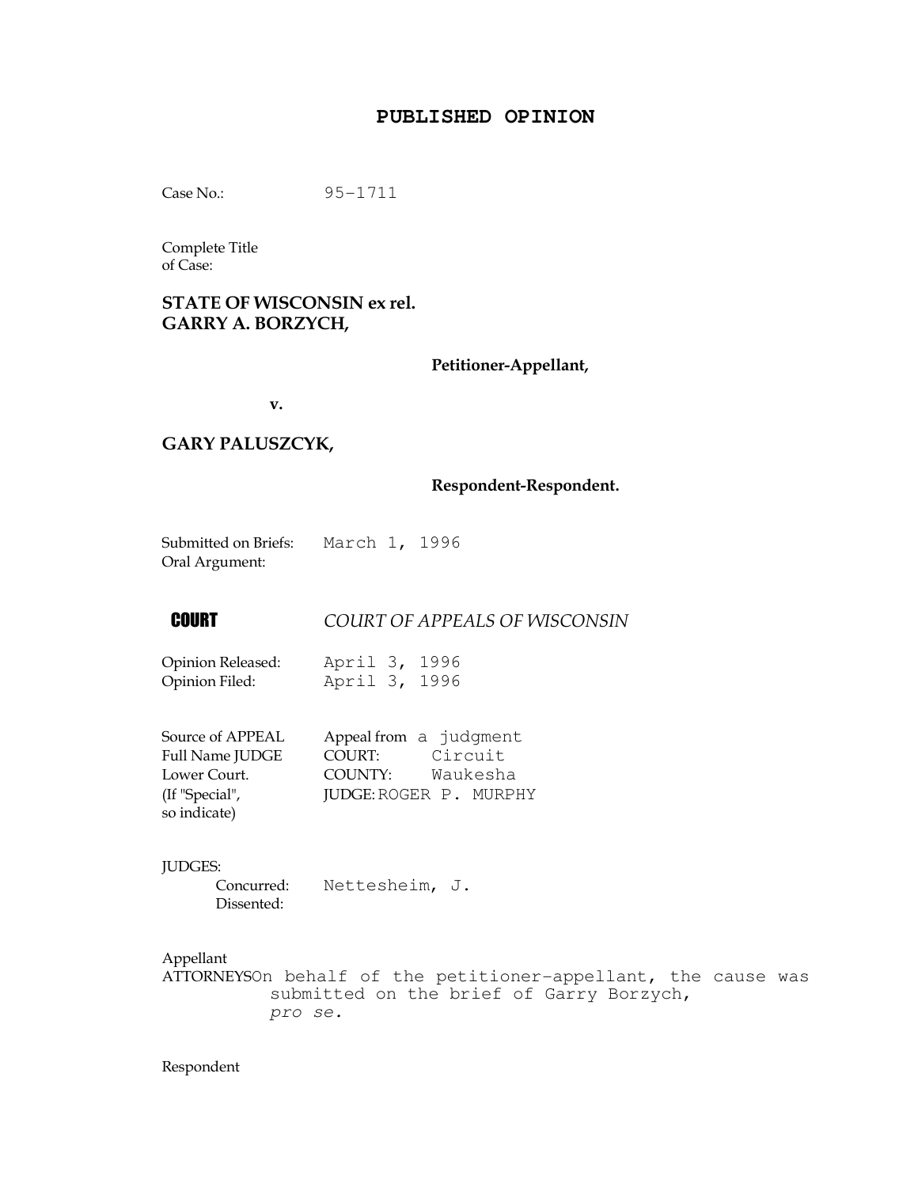# PUBLISHED OPINION

Case No.: 95-1711

Complete Title of Case:

**STATE OF WISCONSIN ex rel. GARRY A. BORZYCH,**

**Petitioner-Appellant,**

**v.**

**GARY PALUSZCYK,**

**Respondent-Respondent.**

Submitted on Briefs: March 1, 1996
Oral Argument:

**COURT** *COURT OF APPEALS OF WISCONSIN*

Opinion Released: April 3, 1996
Opinion Filed: April 3, 1996

Source of APPEAL Full Name JUDGE Lower Court. (If "Special", so indicate)
Appeal from a judgment
COURT: Circuit
COUNTY: Waukesha
JUDGE: ROGER P. MURPHY

JUDGES:
Concurred: Nettesheim, J.
Dissented:

Appellant
ATTORNEYS On behalf of the petitioner-appellant, the cause was submitted on the brief of Garry Borzych, *pro se.*

Respondent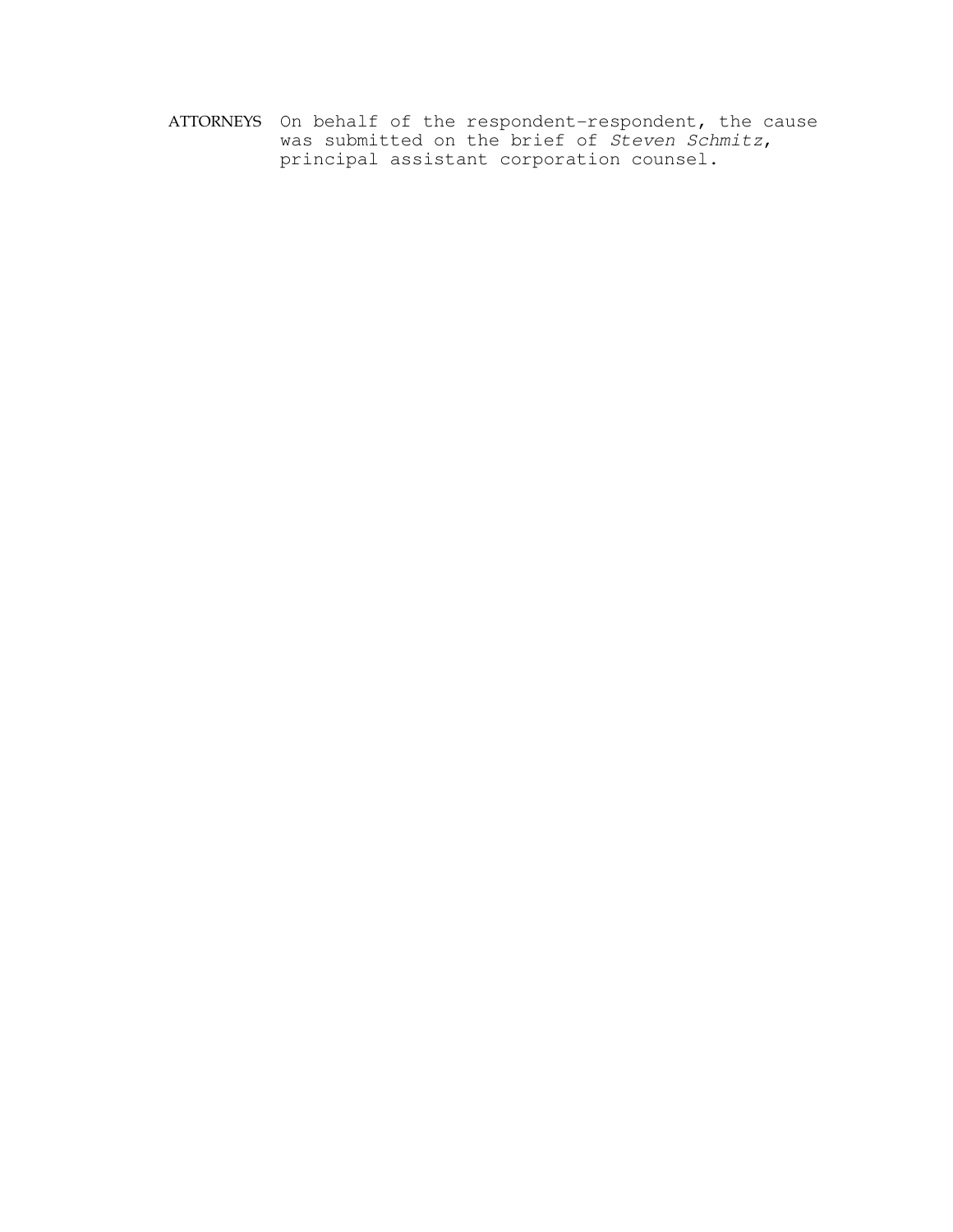ATTORNEYS On behalf of the respondent-respondent, the cause was submitted on the brief of *Steven Schmitz*, principal assistant corporation counsel.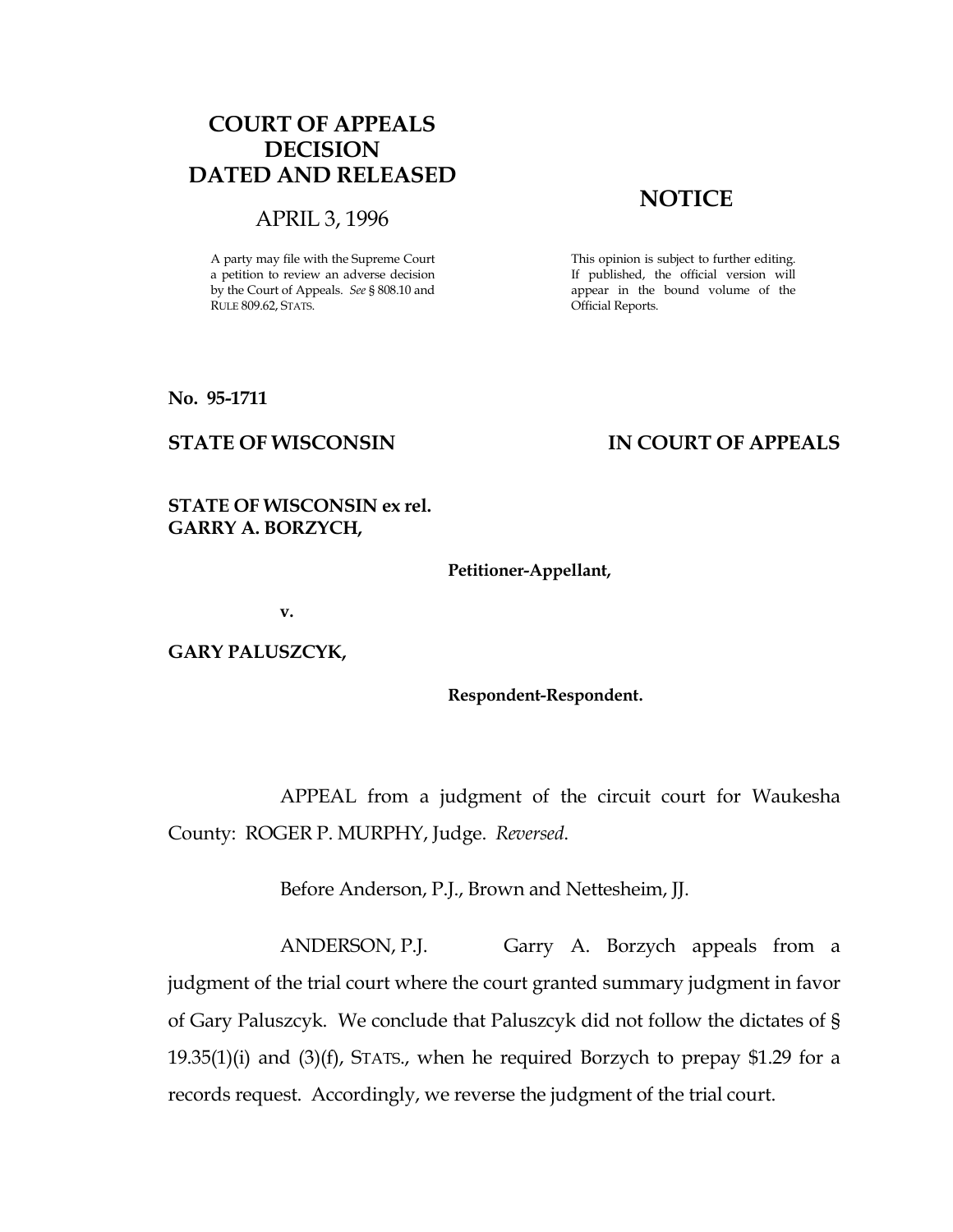# COURT OF APPEALS DECISION DATED AND RELEASED

APRIL 3, 1996

A party may file with the Supreme Court a petition to review an adverse decision by the Court of Appeals. *See* § 808.10 and RULE 809.62, STATS.

# NOTICE

This opinion is subject to further editing. If published, the official version will appear in the bound volume of the Official Reports.

**No. 95-1711**

**STATE OF WISCONSIN** **IN COURT OF APPEALS**

**STATE OF WISCONSIN ex rel. GARRY A. BORZYCH,**

**Petitioner-Appellant,**

**v.**

**GARY PALUSZCYK,**

**Respondent-Respondent.**

APPEAL from a judgment of the circuit court for Waukesha County: ROGER P. MURPHY, Judge. *Reversed*.

Before Anderson, P.J., Brown and Nettesheim, JJ.

ANDERSON, P.J. Garry A. Borzych appeals from a judgment of the trial court where the court granted summary judgment in favor of Gary Paluszcyk. We conclude that Paluszcyk did not follow the dictates of § 19.35(1)(i) and (3)(f), STATS., when he required Borzych to prepay $1.29 for a records request. Accordingly, we reverse the judgment of the trial court.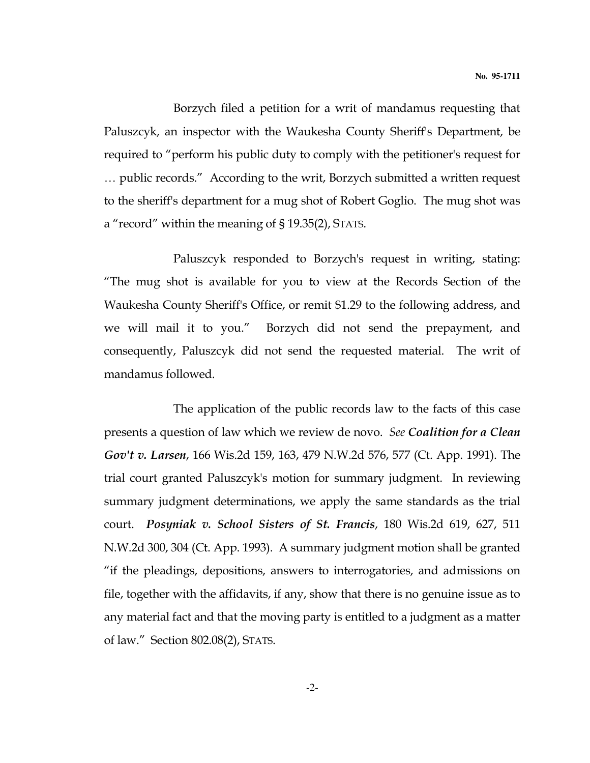Borzych filed a petition for a writ of mandamus requesting that Paluszcyk, an inspector with the Waukesha County Sheriff's Department, be required to "perform his public duty to comply with the petitioner's request for … public records." According to the writ, Borzych submitted a written request to the sheriff's department for a mug shot of Robert Goglio. The mug shot was a "record" within the meaning of § 19.35(2), STATS.

Paluszcyk responded to Borzych's request in writing, stating: "The mug shot is available for you to view at the Records Section of the Waukesha County Sheriff's Office, or remit $1.29 to the following address, and we will mail it to you." Borzych did not send the prepayment, and consequently, Paluszcyk did not send the requested material. The writ of mandamus followed.

The application of the public records law to the facts of this case presents a question of law which we review de novo. *See* ***Coalition for a Clean Gov't v. Larsen***, 166 Wis.2d 159, 163, 479 N.W.2d 576, 577 (Ct. App. 1991). The trial court granted Paluszcyk's motion for summary judgment. In reviewing summary judgment determinations, we apply the same standards as the trial court. ***Posyniak v. School Sisters of St. Francis***, 180 Wis.2d 619, 627, 511 N.W.2d 300, 304 (Ct. App. 1993). A summary judgment motion shall be granted "if the pleadings, depositions, answers to interrogatories, and admissions on file, together with the affidavits, if any, show that there is no genuine issue as to any material fact and that the moving party is entitled to a judgment as a matter of law." Section 802.08(2), STATS.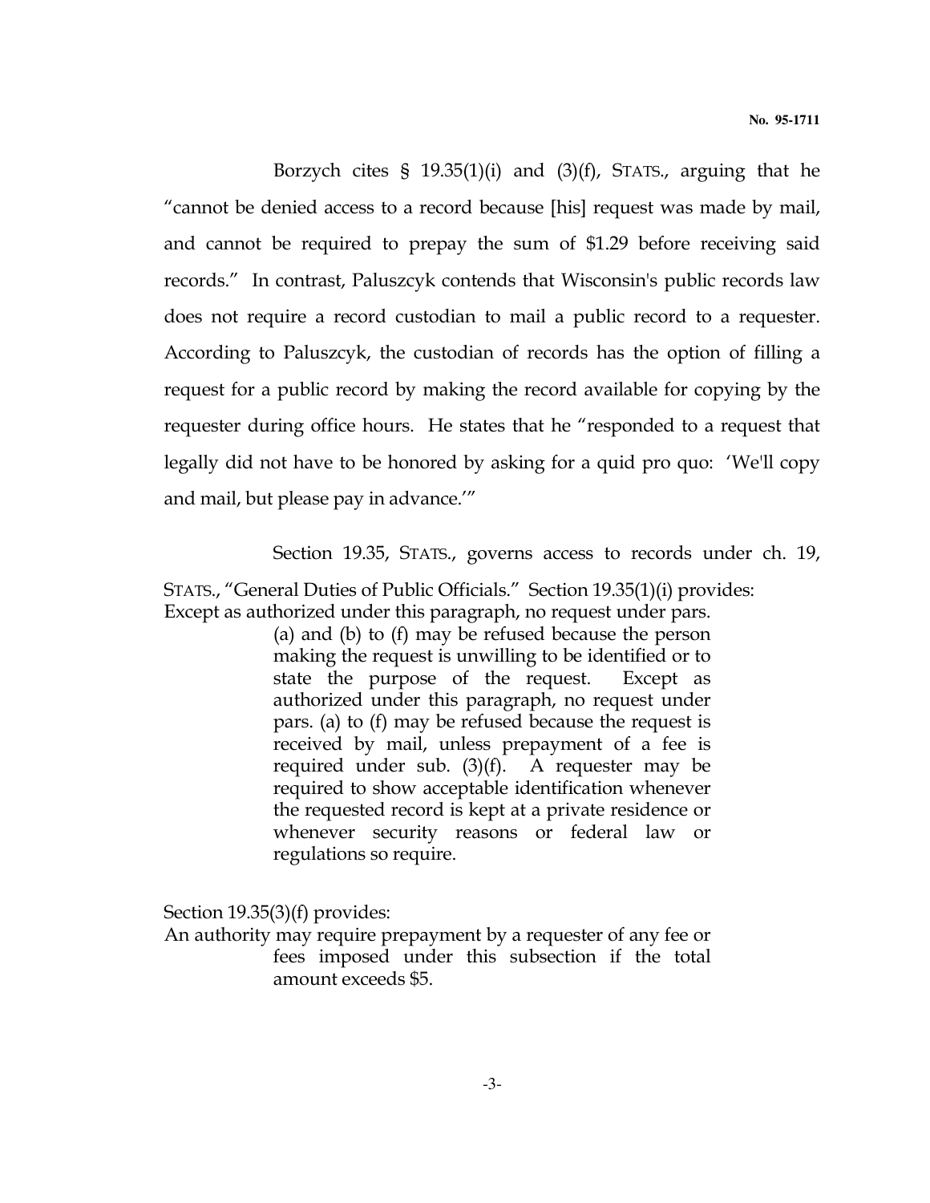Borzych cites § 19.35(1)(i) and (3)(f), STATS., arguing that he "cannot be denied access to a record because [his] request was made by mail, and cannot be required to prepay the sum of $1.29 before receiving said records." In contrast, Paluszcyk contends that Wisconsin's public records law does not require a record custodian to mail a public record to a requester. According to Paluszcyk, the custodian of records has the option of filling a request for a public record by making the record available for copying by the requester during office hours. He states that he "responded to a request that legally did not have to be honored by asking for a quid pro quo: 'We'll copy and mail, but please pay in advance.'"

Section 19.35, STATS., governs access to records under ch. 19, STATS., "General Duties of Public Officials." Section 19.35(1)(i) provides:

> Except as authorized under this paragraph, no request under pars. (a) and (b) to (f) may be refused because the person making the request is unwilling to be identified or to state the purpose of the request. Except as authorized under this paragraph, no request under pars. (a) to (f) may be refused because the request is received by mail, unless prepayment of a fee is required under sub. (3)(f). A requester may be required to show acceptable identification whenever the requested record is kept at a private residence or whenever security reasons or federal law or regulations so require.

Section 19.35(3)(f) provides:

> An authority may require prepayment by a requester of any fee or fees imposed under this subsection if the total amount exceeds $5.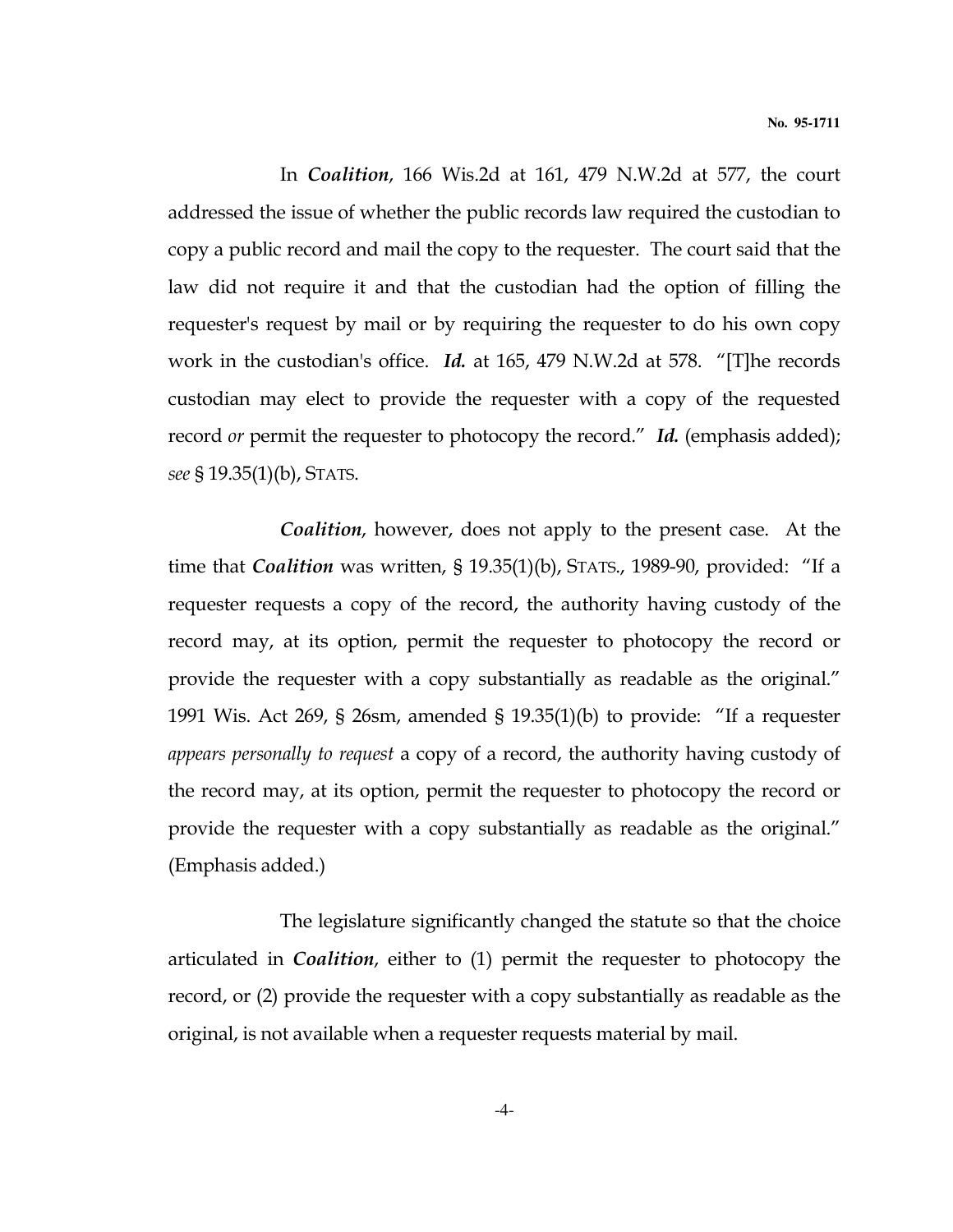In ***Coalition***, 166 Wis.2d at 161, 479 N.W.2d at 577, the court addressed the issue of whether the public records law required the custodian to copy a public record and mail the copy to the requester. The court said that the law did not require it and that the custodian had the option of filling the requester's request by mail or by requiring the requester to do his own copy work in the custodian's office. ***Id.*** at 165, 479 N.W.2d at 578. "[T]he records custodian may elect to provide the requester with a copy of the requested record *or* permit the requester to photocopy the record." ***Id.*** (emphasis added); *see* § 19.35(1)(b), STATS.

***Coalition***, however, does not apply to the present case. At the time that ***Coalition*** was written, § 19.35(1)(b), STATS., 1989-90, provided: "If a requester requests a copy of the record, the authority having custody of the record may, at its option, permit the requester to photocopy the record or provide the requester with a copy substantially as readable as the original." 1991 Wis. Act 269, § 26sm, amended § 19.35(1)(b) to provide: "If a requester *appears personally to request* a copy of a record, the authority having custody of the record may, at its option, permit the requester to photocopy the record or provide the requester with a copy substantially as readable as the original." (Emphasis added.)

The legislature significantly changed the statute so that the choice articulated in ***Coalition***, either to (1) permit the requester to photocopy the record, or (2) provide the requester with a copy substantially as readable as the original, is not available when a requester requests material by mail.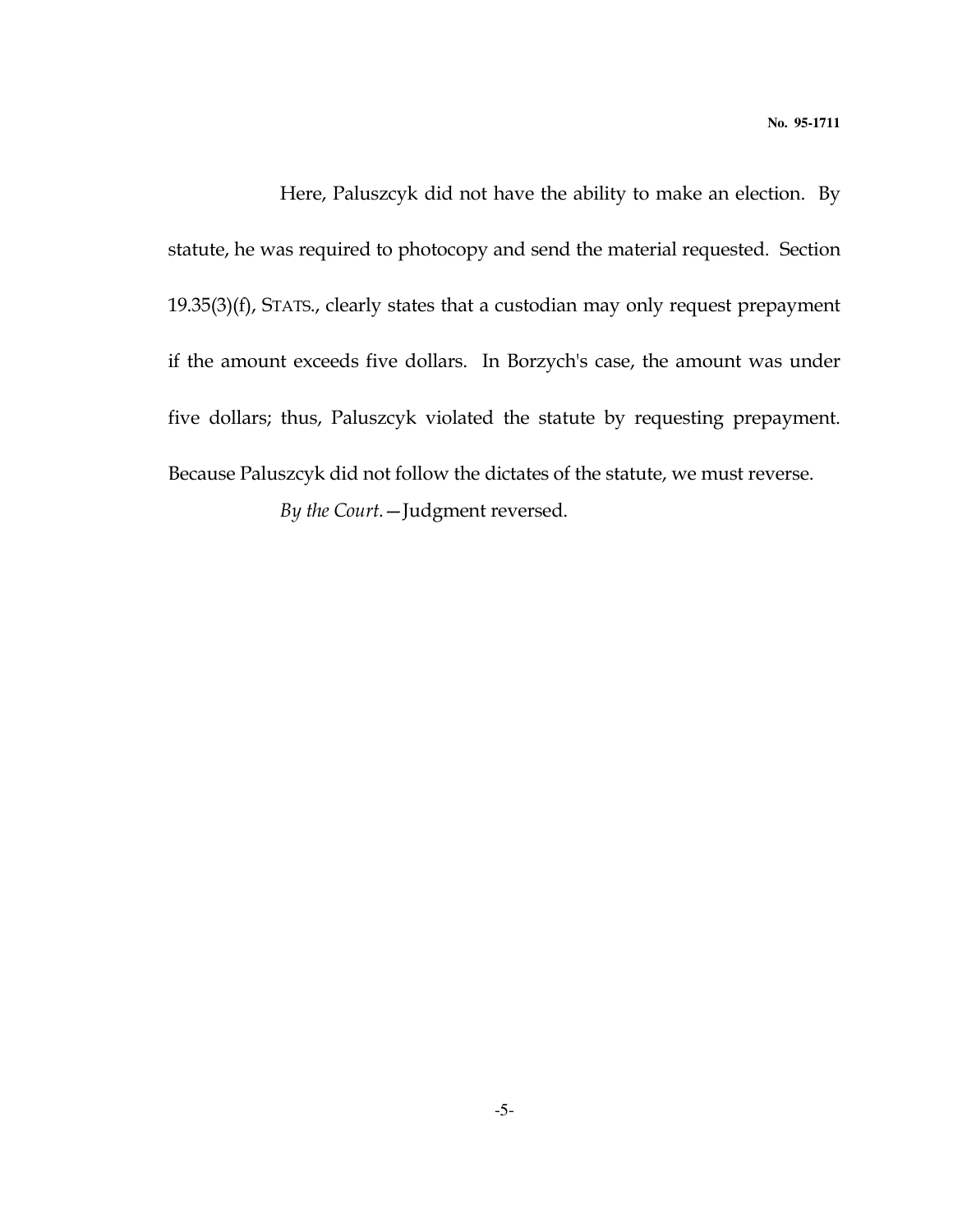Here, Paluszcyk did not have the ability to make an election. By statute, he was required to photocopy and send the material requested. Section 19.35(3)(f), STATS., clearly states that a custodian may only request prepayment if the amount exceeds five dollars. In Borzych's case, the amount was under five dollars; thus, Paluszcyk violated the statute by requesting prepayment. Because Paluszcyk did not follow the dictates of the statute, we must reverse.

*By the Court.*—Judgment reversed.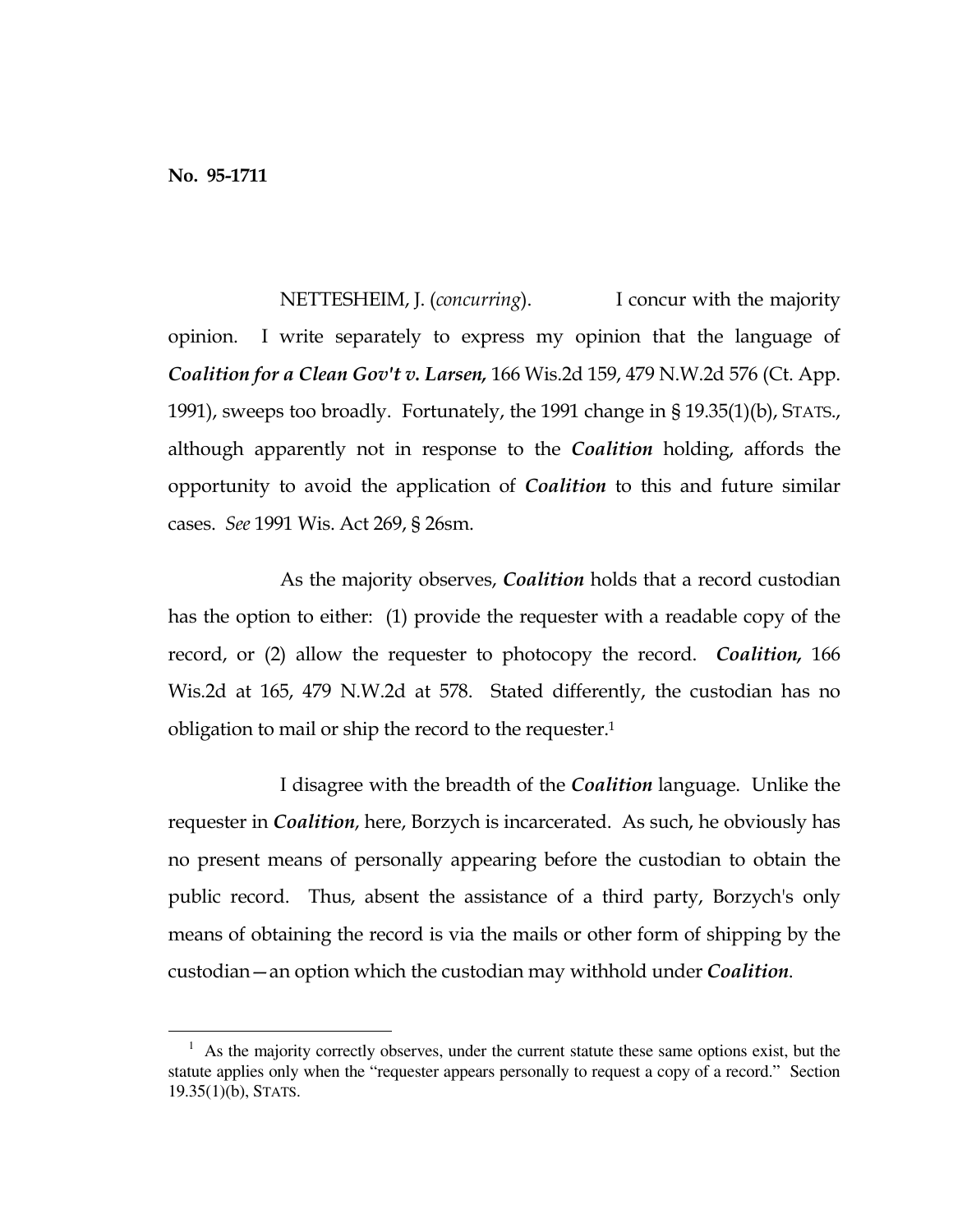**No. 95-1711**

NETTESHEIM, J. (*concurring*). I concur with the majority opinion. I write separately to express my opinion that the language of ***Coalition for a Clean Gov't v. Larsen,*** 166 Wis.2d 159, 479 N.W.2d 576 (Ct. App. 1991), sweeps too broadly. Fortunately, the 1991 change in § 19.35(1)(b), STATS., although apparently not in response to the ***Coalition*** holding, affords the opportunity to avoid the application of ***Coalition*** to this and future similar cases. *See* 1991 Wis. Act 269, § 26sm.

As the majority observes, ***Coalition*** holds that a record custodian has the option to either: (1) provide the requester with a readable copy of the record, or (2) allow the requester to photocopy the record. ***Coalition,*** 166 Wis.2d at 165, 479 N.W.2d at 578. Stated differently, the custodian has no obligation to mail or ship the record to the requester.[1]

I disagree with the breadth of the ***Coalition*** language. Unlike the requester in ***Coalition***, here, Borzych is incarcerated. As such, he obviously has no present means of personally appearing before the custodian to obtain the public record. Thus, absent the assistance of a third party, Borzych's only means of obtaining the record is via the mails or other form of shipping by the custodian—an option which the custodian may withhold under ***Coalition***.

[1] As the majority correctly observes, under the current statute these same options exist, but the statute applies only when the "requester appears personally to request a copy of a record." Section 19.35(1)(b), STATS.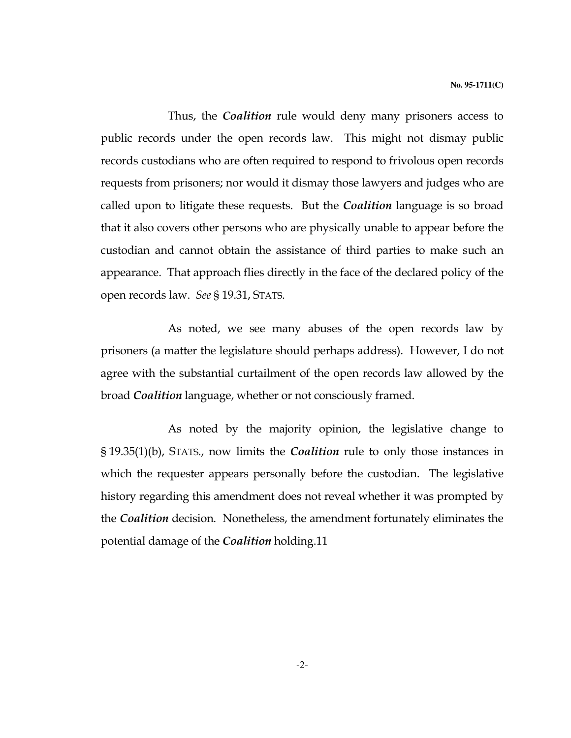Thus, the ***Coalition*** rule would deny many prisoners access to public records under the open records law. This might not dismay public records custodians who are often required to respond to frivolous open records requests from prisoners; nor would it dismay those lawyers and judges who are called upon to litigate these requests. But the ***Coalition*** language is so broad that it also covers other persons who are physically unable to appear before the custodian and cannot obtain the assistance of third parties to make such an appearance. That approach flies directly in the face of the declared policy of the open records law. *See* § 19.31, STATS.

As noted, we see many abuses of the open records law by prisoners (a matter the legislature should perhaps address). However, I do not agree with the substantial curtailment of the open records law allowed by the broad ***Coalition*** language, whether or not consciously framed.

As noted by the majority opinion, the legislative change to § 19.35(1)(b), STATS., now limits the ***Coalition*** rule to only those instances in which the requester appears personally before the custodian. The legislative history regarding this amendment does not reveal whether it was prompted by the ***Coalition*** decision. Nonetheless, the amendment fortunately eliminates the potential damage of the ***Coalition*** holding.11